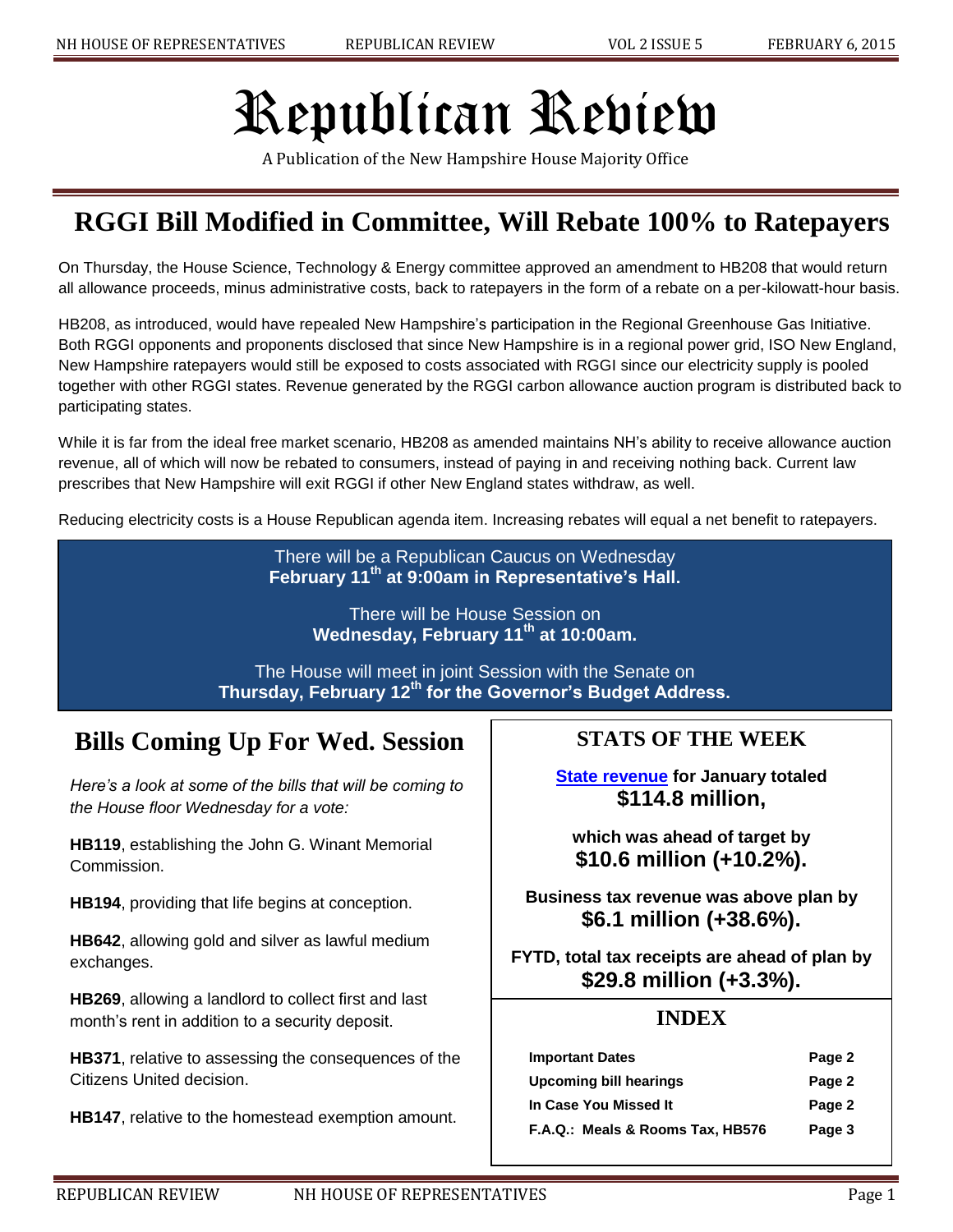# Republican Review

A Publication of the New Hampshire House Majority Office

## RGGI Bill Modified in Committee, Will Rebate 100% to Ratepayers

On Thursday, the House Science, Technology & Energy committee approved an amendment to HB208 that would return all allowance proceeds, minus administrative costs, back to ratepayers in the form of a rebate on a per-kilowatt-hour basis.

HB208, as introduced, would have repealed New Hampshire's participation in the Regional Greenhouse Gas Initiative. Both RGGI opponents and proponents disclosed that since New Hampshire is in a regional power grid, ISO New England, New Hampshire ratepayers would still be exposed to costs associated with RGGI since our electricity supply is pooled together with other RGGI states. Revenue generated by the RGGI carbon allowance auction program is distributed back to participating states.

While it is far from the ideal free market scenario, HB208 as amended maintains NH's ability to receive allowance auction revenue, all of which will now be rebated to consumers, instead of paying in and receiving nothing back. Current law prescribes that New Hampshire will exit RGGI if other New England states withdraw, as well.

Reducing electricity costs is a House Republican agenda item. Increasing rebates will equal a net benefit to ratepayers.

There will be a Republican Caucus on Wednesday
**February 11th at 9:00am in Representative's Hall.**

There will be House Session on
**Wednesday, February 11th at 10:00am.**

The House will meet in joint Session with the Senate on
**Thursday, February 12th for the Governor's Budget Address.**

## Bills Coming Up For Wed. Session

*Here's a look at some of the bills that will be coming to the House floor Wednesday for a vote:*

**HB119**, establishing the John G. Winant Memorial Commission.

**HB194**, providing that life begins at conception.

**HB642**, allowing gold and silver as lawful medium exchanges.

**HB269**, allowing a landlord to collect first and last month's rent in addition to a security deposit.

**HB371**, relative to assessing the consequences of the Citizens United decision.

**HB147**, relative to the homestead exemption amount.

## STATS OF THE WEEK

**State revenue for January totaled**
**$114.8 million,**

**which was ahead of target by**
**$10.6 million (+10.2%).**

**Business tax revenue was above plan by**
**$6.1 million (+38.6%).**

**FYTD, total tax receipts are ahead of plan by**
**$29.8 million (+3.3%).**

## INDEX

| | |
|---|---|
| **Important Dates** | **Page 2** |
| **Upcoming bill hearings** | **Page 2** |
| **In Case You Missed It** | **Page 2** |
| **F.A.Q.: Meals & Rooms Tax, HB576** | **Page 3** |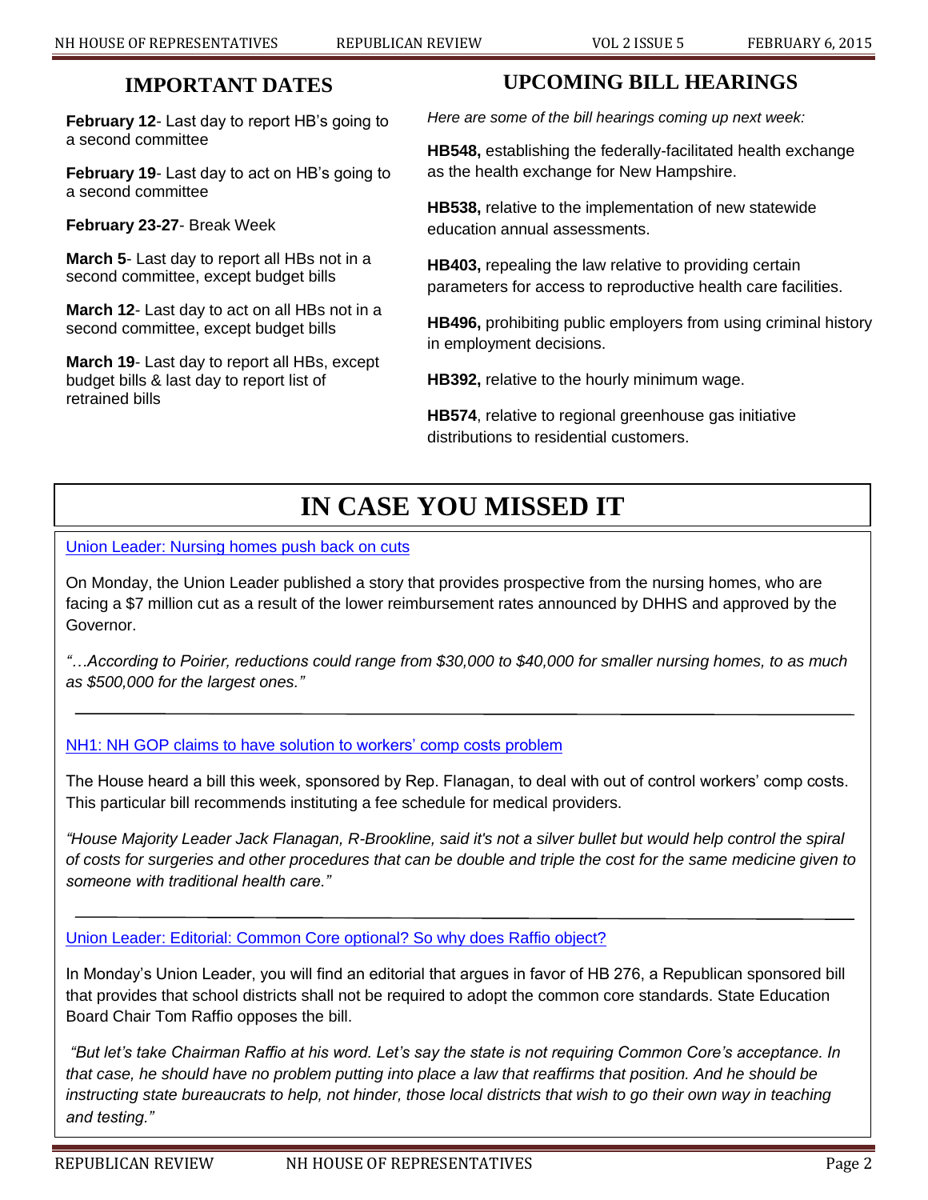## IMPORTANT DATES

**February 12**- Last day to report HB's going to a second committee

**February 19**- Last day to act on HB's going to a second committee

**February 23-27**- Break Week

**March 5**- Last day to report all HBs not in a second committee, except budget bills

**March 12**- Last day to act on all HBs not in a second committee, except budget bills

**March 19**- Last day to report all HBs, except budget bills & last day to report list of retrained bills

## UPCOMING BILL HEARINGS

*Here are some of the bill hearings coming up next week:*

**HB548,** establishing the federally-facilitated health exchange as the health exchange for New Hampshire.

**HB538,** relative to the implementation of new statewide education annual assessments.

**HB403,** repealing the law relative to providing certain parameters for access to reproductive health care facilities.

**HB496,** prohibiting public employers from using criminal history in employment decisions.

**HB392,** relative to the hourly minimum wage.

**HB574**, relative to regional greenhouse gas initiative distributions to residential customers.

# IN CASE YOU MISSED IT

Union Leader: Nursing homes push back on cuts

On Monday, the Union Leader published a story that provides prospective from the nursing homes, who are facing a $7 million cut as a result of the lower reimbursement rates announced by DHHS and approved by the Governor.

*"…According to Poirier, reductions could range from $30,000 to $40,000 for smaller nursing homes, to as much as $500,000 for the largest ones."*

---

NH1: NH GOP claims to have solution to workers' comp costs problem

The House heard a bill this week, sponsored by Rep. Flanagan, to deal with out of control workers' comp costs. This particular bill recommends instituting a fee schedule for medical providers.

*"House Majority Leader Jack Flanagan, R-Brookline, said it's not a silver bullet but would help control the spiral of costs for surgeries and other procedures that can be double and triple the cost for the same medicine given to someone with traditional health care."*

---

Union Leader: Editorial: Common Core optional? So why does Raffio object?

In Monday's Union Leader, you will find an editorial that argues in favor of HB 276, a Republican sponsored bill that provides that school districts shall not be required to adopt the common core standards. State Education Board Chair Tom Raffio opposes the bill.

*"But let's take Chairman Raffio at his word. Let's say the state is not requiring Common Core's acceptance. In that case, he should have no problem putting into place a law that reaffirms that position. And he should be instructing state bureaucrats to help, not hinder, those local districts that wish to go their own way in teaching and testing."*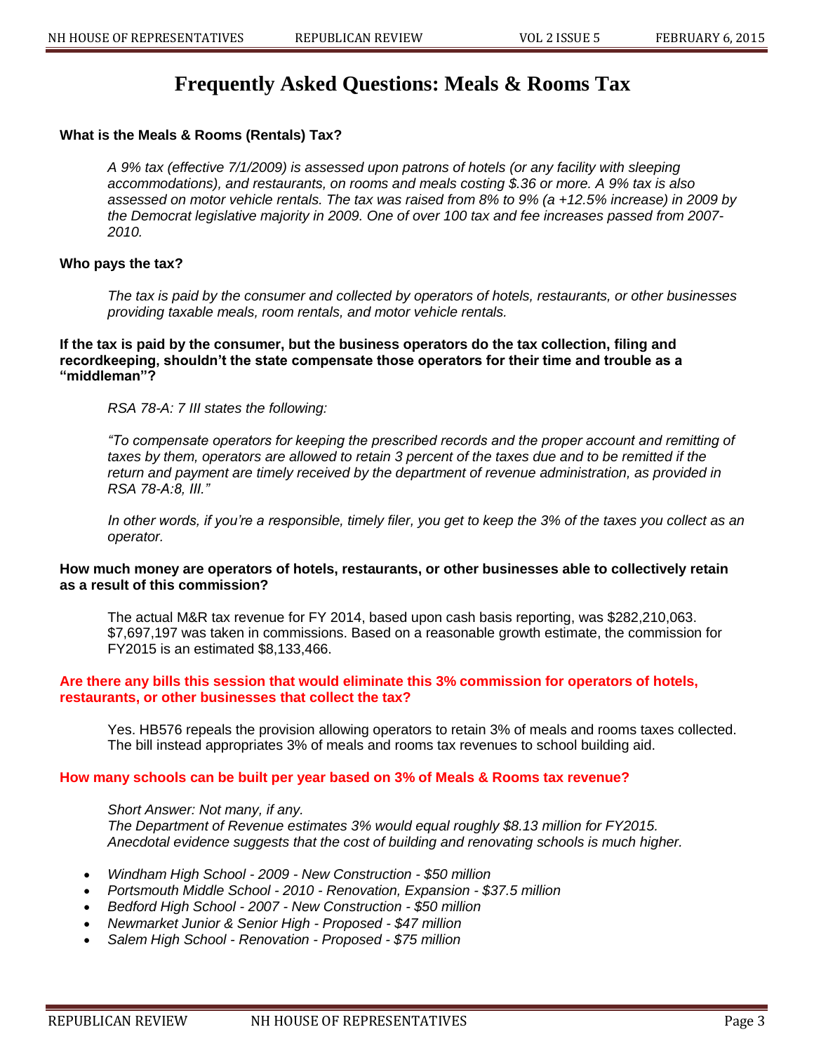# Frequently Asked Questions: Meals & Rooms Tax

**What is the Meals & Rooms (Rentals) Tax?**

*A 9% tax (effective 7/1/2009) is assessed upon patrons of hotels (or any facility with sleeping accommodations), and restaurants, on rooms and meals costing $.36 or more. A 9% tax is also assessed on motor vehicle rentals. The tax was raised from 8% to 9% (a +12.5% increase) in 2009 by the Democrat legislative majority in 2009. One of over 100 tax and fee increases passed from 2007-2010.*

**Who pays the tax?**

*The tax is paid by the consumer and collected by operators of hotels, restaurants, or other businesses providing taxable meals, room rentals, and motor vehicle rentals.*

**If the tax is paid by the consumer, but the business operators do the tax collection, filing and recordkeeping, shouldn't the state compensate those operators for their time and trouble as a "middleman"?**

*RSA 78-A: 7 III states the following:*

*"To compensate operators for keeping the prescribed records and the proper account and remitting of taxes by them, operators are allowed to retain 3 percent of the taxes due and to be remitted if the return and payment are timely received by the department of revenue administration, as provided in RSA 78-A:8, III."*

*In other words, if you're a responsible, timely filer, you get to keep the 3% of the taxes you collect as an operator.*

**How much money are operators of hotels, restaurants, or other businesses able to collectively retain as a result of this commission?**

The actual M&R tax revenue for FY 2014, based upon cash basis reporting, was $282,210,063. $7,697,197 was taken in commissions. Based on a reasonable growth estimate, the commission for FY2015 is an estimated $8,133,466.

**Are there any bills this session that would eliminate this 3% commission for operators of hotels, restaurants, or other businesses that collect the tax?**

Yes. HB576 repeals the provision allowing operators to retain 3% of meals and rooms taxes collected. The bill instead appropriates 3% of meals and rooms tax revenues to school building aid.

**How many schools can be built per year based on 3% of Meals & Rooms tax revenue?**

*Short Answer: Not many, if any.*
*The Department of Revenue estimates 3% would equal roughly $8.13 million for FY2015.*
*Anecdotal evidence suggests that the cost of building and renovating schools is much higher.*

- *Windham High School - 2009 - New Construction - $50 million*
- *Portsmouth Middle School - 2010 - Renovation, Expansion - $37.5 million*
- *Bedford High School - 2007 - New Construction - $50 million*
- *Newmarket Junior & Senior High - Proposed - $47 million*
- *Salem High School - Renovation - Proposed - $75 million*